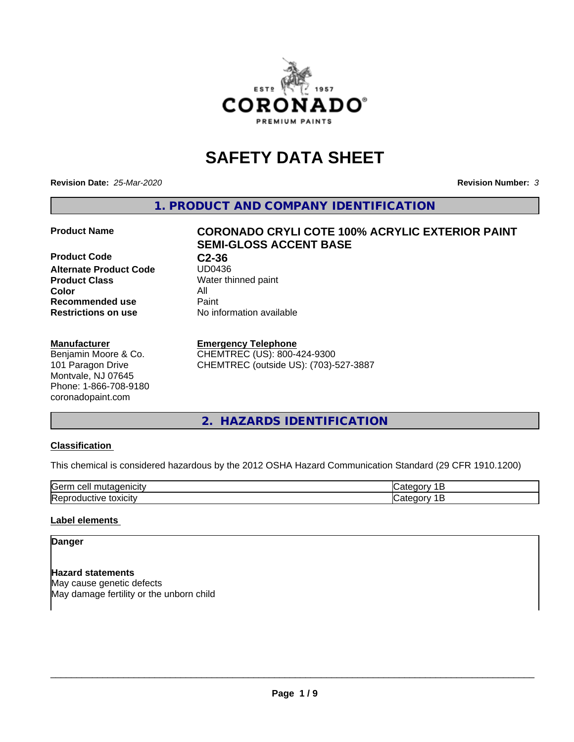# SAFETY DATA SHEET

**Revision Date:** *25-Mar-2020*

**Revision Number:** *3*

## 1. PRODUCT AND COMPANY IDENTIFICATION

| | |
|---|---|
| **Product Name** | **CORONADO CRYLI COTE 100% ACRYLIC EXTERIOR PAINT SEMI-GLOSS ACCENT BASE** |
| **Product Code** | **C2-36** |
| **Alternate Product Code** | UD0436 |
| **Product Class** | Water thinned paint |
| **Color** | All |
| **Recommended use** | Paint |
| **Restrictions on use** | No information available |

**Manufacturer**
Benjamin Moore & Co.
101 Paragon Drive
Montvale, NJ 07645
Phone: 1-866-708-9180
coronadopaint.com

**Emergency Telephone**
CHEMTREC (US): 800-424-9300
CHEMTREC (outside US): (703)-527-3887

## 2. HAZARDS IDENTIFICATION

**Classification**

This chemical is considered hazardous by the 2012 OSHA Hazard Communication Standard (29 CFR 1910.1200)

| | |
|---|---|
| Germ cell mutagenicity | Category 1B |
| Reproductive toxicity | Category 1B |

**Label elements**

**Danger**

**Hazard statements**
May cause genetic defects
May damage fertility or the unborn child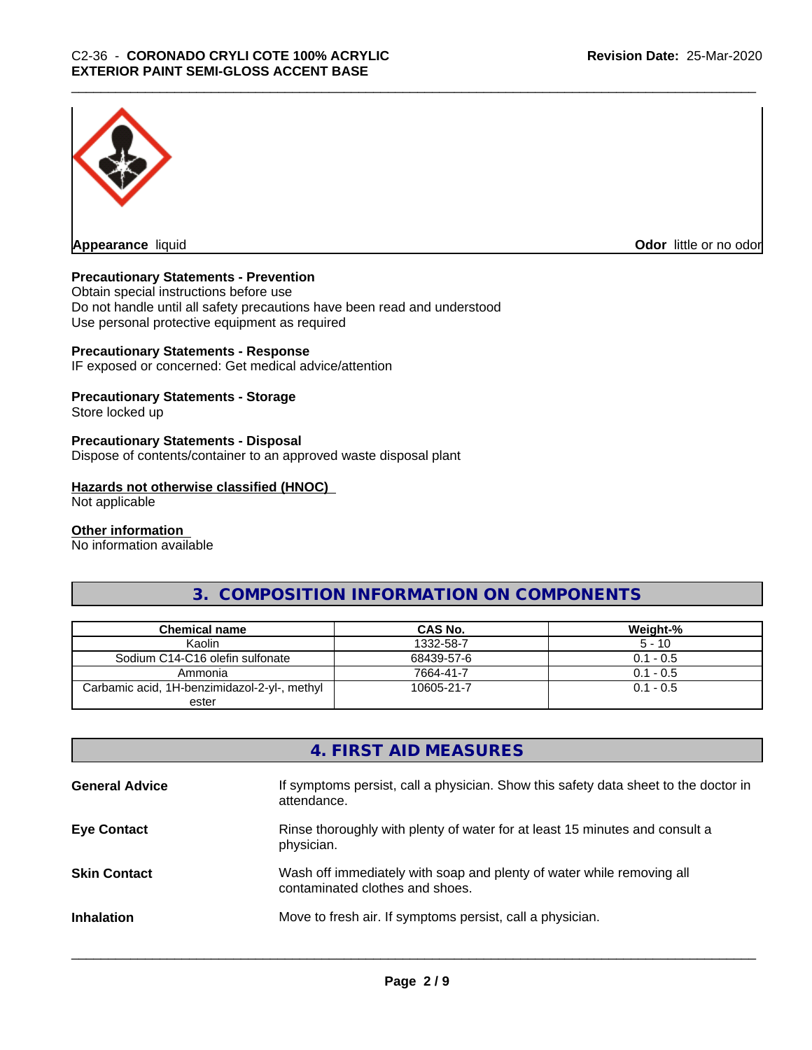**Appearance** liquid **Odor** little or no odor

**Precautionary Statements - Prevention**
Obtain special instructions before use
Do not handle until all safety precautions have been read and understood
Use personal protective equipment as required

**Precautionary Statements - Response**
IF exposed or concerned: Get medical advice/attention

**Precautionary Statements - Storage**
Store locked up

**Precautionary Statements - Disposal**
Dispose of contents/container to an approved waste disposal plant

**Hazards not otherwise classified (HNOC)**
Not applicable

**Other information**
No information available

## 3. COMPOSITION INFORMATION ON COMPONENTS

| Chemical name | CAS No. | Weight-% |
| --- | --- | --- |
| Kaolin | 1332-58-7 | 5 - 10 |
| Sodium C14-C16 olefin sulfonate | 68439-57-6 | 0.1 - 0.5 |
| Ammonia | 7664-41-7 | 0.1 - 0.5 |
| Carbamic acid, 1H-benzimidazol-2-yl-, methyl ester | 10605-21-7 | 0.1 - 0.5 |

## 4. FIRST AID MEASURES

**General Advice** If symptoms persist, call a physician. Show this safety data sheet to the doctor in attendance.

**Eye Contact** Rinse thoroughly with plenty of water for at least 15 minutes and consult a physician.

**Skin Contact** Wash off immediately with soap and plenty of water while removing all contaminated clothes and shoes.

**Inhalation** Move to fresh air. If symptoms persist, call a physician.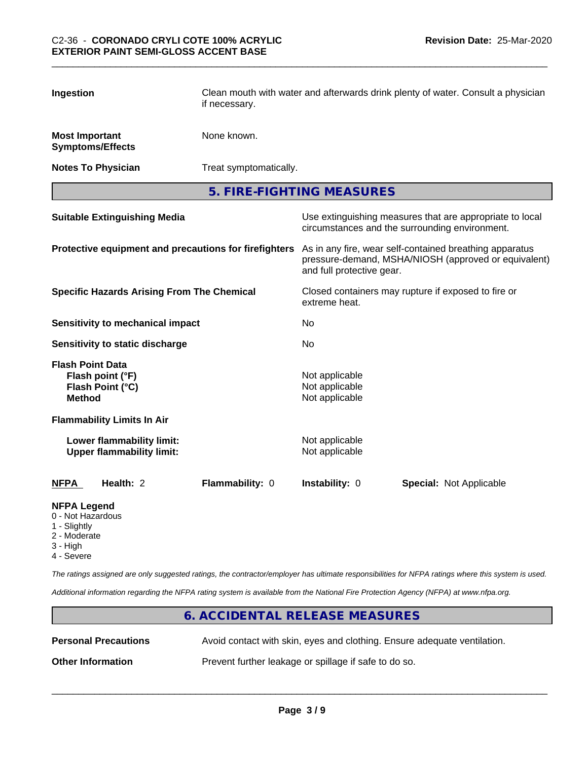| | |
|---|---|
| **Ingestion** | Clean mouth with water and afterwards drink plenty of water. Consult a physician if necessary. |
| **Most Important Symptoms/Effects** | None known. |
| **Notes To Physician** | Treat symptomatically. |

## 5. FIRE-FIGHTING MEASURES

| | |
|---|---|
| **Suitable Extinguishing Media** | Use extinguishing measures that are appropriate to local circumstances and the surrounding environment. |
| **Protective equipment and precautions for firefighters** | As in any fire, wear self-contained breathing apparatus pressure-demand, MSHA/NIOSH (approved or equivalent) and full protective gear. |
| **Specific Hazards Arising From The Chemical** | Closed containers may rupture if exposed to fire or extreme heat. |
| **Sensitivity to mechanical impact** | No |
| **Sensitivity to static discharge** | No |
| **Flash Point Data** | |
| **Flash point (°F)** | Not applicable |
| **Flash Point (°C)** | Not applicable |
| **Method** | Not applicable |
| **Flammability Limits In Air** | |
| **Lower flammability limit:** | Not applicable |
| **Upper flammability limit:** | Not applicable |

| | | | | |
|---|---|---|---|---|
| **NFPA** | **Health:** 2 | **Flammability:** 0 | **Instability:** 0 | **Special:** Not Applicable |

**NFPA Legend**
- 0 - Not Hazardous
- 1 - Slightly
- 2 - Moderate
- 3 - High
- 4 - Severe

*The ratings assigned are only suggested ratings, the contractor/employer has ultimate responsibilities for NFPA ratings where this system is used.*

*Additional information regarding the NFPA rating system is available from the National Fire Protection Agency (NFPA) at www.nfpa.org.*

## 6. ACCIDENTAL RELEASE MEASURES

| | |
|---|---|
| **Personal Precautions** | Avoid contact with skin, eyes and clothing. Ensure adequate ventilation. |
| **Other Information** | Prevent further leakage or spillage if safe to do so. |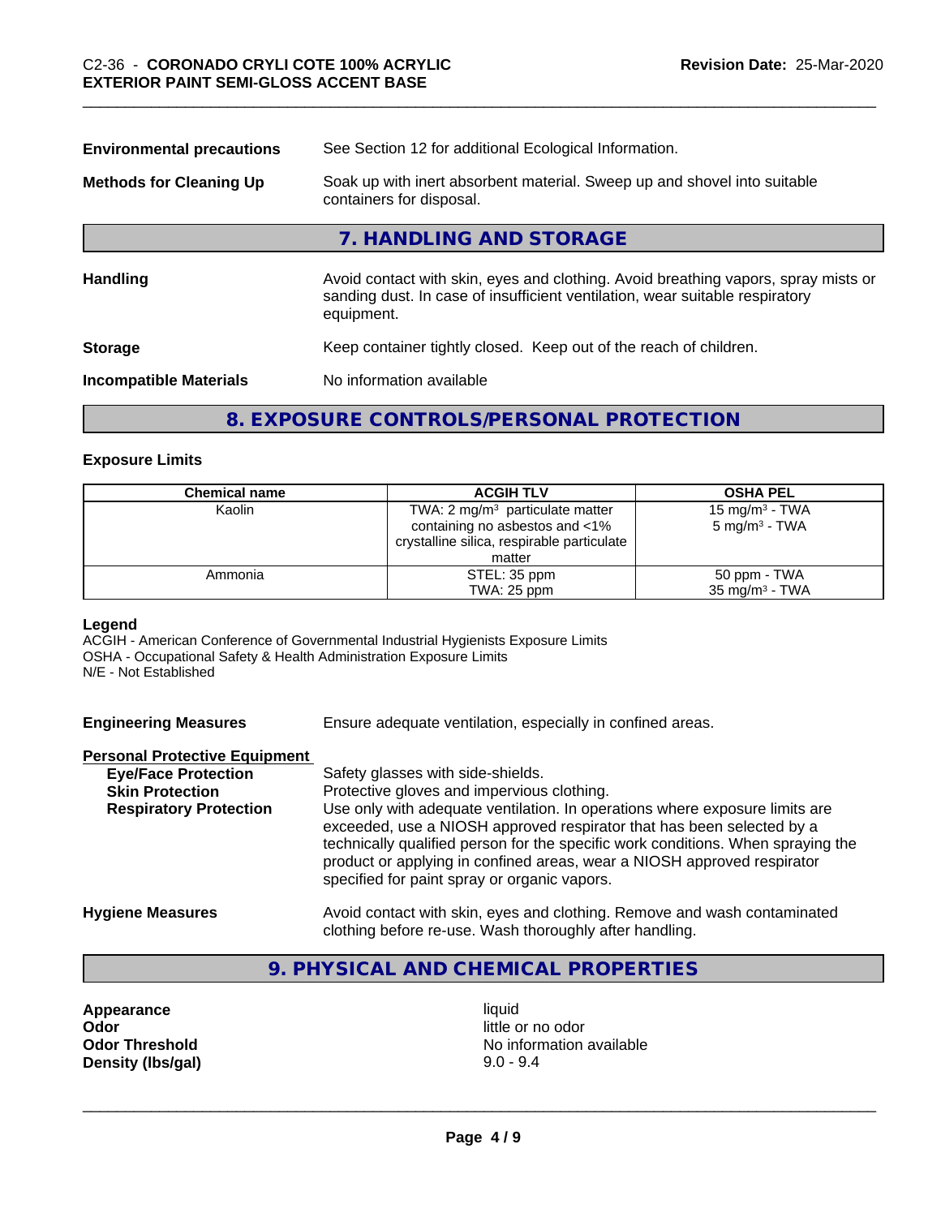| | |
|---|---|
| **Environmental precautions** | See Section 12 for additional Ecological Information. |
| **Methods for Cleaning Up** | Soak up with inert absorbent material. Sweep up and shovel into suitable containers for disposal. |

## 7. HANDLING AND STORAGE

| | |
|---|---|
| **Handling** | Avoid contact with skin, eyes and clothing. Avoid breathing vapors, spray mists or sanding dust. In case of insufficient ventilation, wear suitable respiratory equipment. |
| **Storage** | Keep container tightly closed. Keep out of the reach of children. |
| **Incompatible Materials** | No information available |

## 8. EXPOSURE CONTROLS/PERSONAL PROTECTION

### Exposure Limits

| Chemical name | ACGIH TLV | OSHA PEL |
|---|---|---|
| Kaolin | TWA: 2 mg/m$^3$ particulate matter containing no asbestos and <1% crystalline silica, respirable particulate matter | 15 mg/m$^3$ - TWA<br>5 mg/m$^3$ - TWA |
| Ammonia | STEL: 35 ppm<br>TWA: 25 ppm | 50 ppm - TWA<br>35 mg/m$^3$ - TWA |

**Legend**
ACGIH - American Conference of Governmental Industrial Hygienists Exposure Limits
OSHA - Occupational Safety & Health Administration Exposure Limits
N/E - Not Established

**Engineering Measures** Ensure adequate ventilation, especially in confined areas.

**Personal Protective Equipment**

| | |
|---|---|
| **Eye/Face Protection** | Safety glasses with side-shields. |
| **Skin Protection** | Protective gloves and impervious clothing. |
| **Respiratory Protection** | Use only with adequate ventilation. In operations where exposure limits are exceeded, use a NIOSH approved respirator that has been selected by a technically qualified person for the specific work conditions. When spraying the product or applying in confined areas, wear a NIOSH approved respirator specified for paint spray or organic vapors. |
| **Hygiene Measures** | Avoid contact with skin, eyes and clothing. Remove and wash contaminated clothing before re-use. Wash thoroughly after handling. |

## 9. PHYSICAL AND CHEMICAL PROPERTIES

| | |
|---|---|
| **Appearance** | liquid |
| **Odor** | little or no odor |
| **Odor Threshold** | No information available |
| **Density (lbs/gal)** | 9.0 - 9.4 |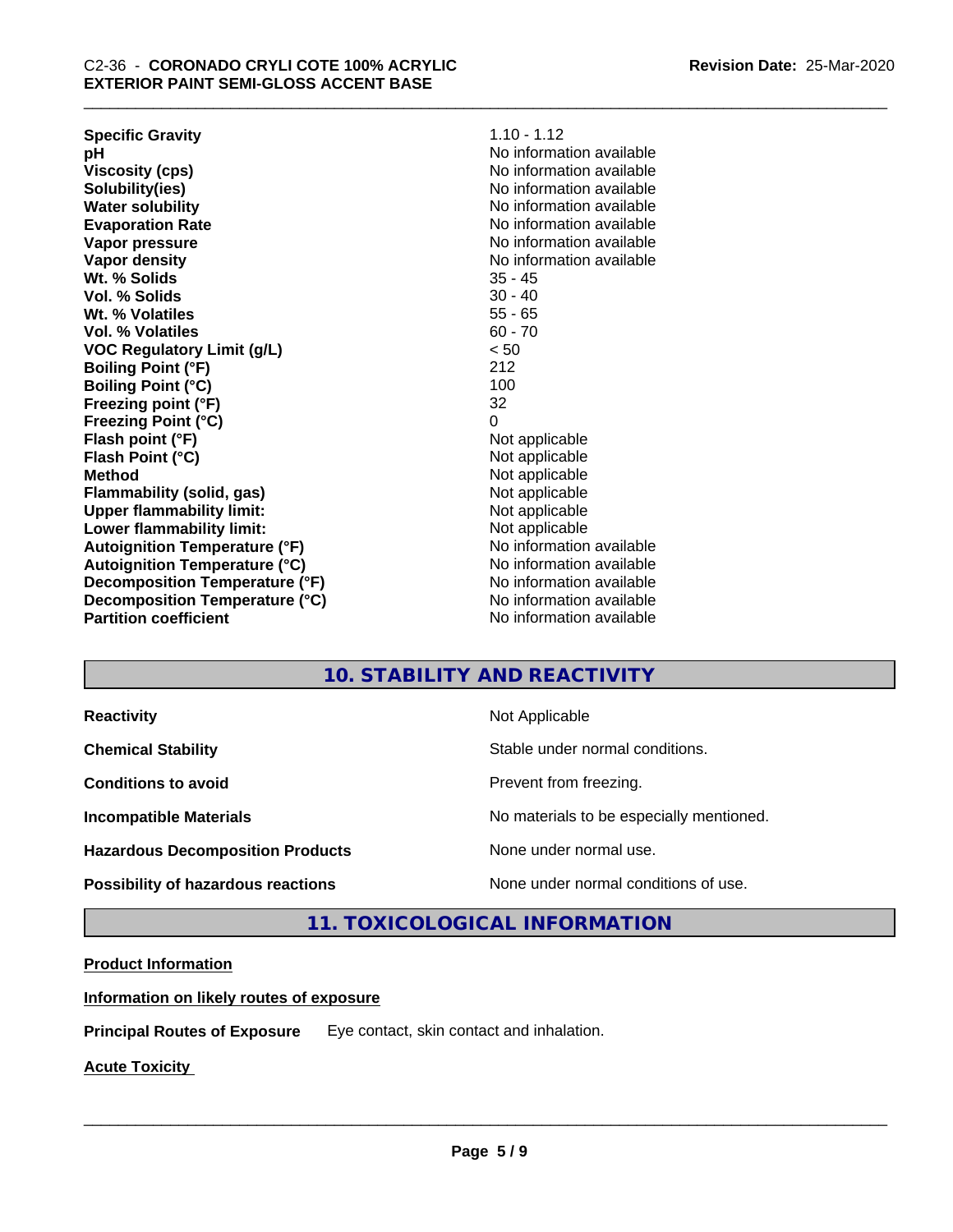| | |
|---|---|
| **Specific Gravity** | 1.10 - 1.12 |
| **pH** | No information available |
| **Viscosity (cps)** | No information available |
| **Solubility(ies)** | No information available |
| **Water solubility** | No information available |
| **Evaporation Rate** | No information available |
| **Vapor pressure** | No information available |
| **Vapor density** | No information available |
| **Wt. % Solids** | 35 - 45 |
| **Vol. % Solids** | 30 - 40 |
| **Wt. % Volatiles** | 55 - 65 |
| **Vol. % Volatiles** | 60 - 70 |
| **VOC Regulatory Limit (g/L)** | < 50 |
| **Boiling Point (°F)** | 212 |
| **Boiling Point (°C)** | 100 |
| **Freezing point (°F)** | 32 |
| **Freezing Point (°C)** | 0 |
| **Flash point (°F)** | Not applicable |
| **Flash Point (°C)** | Not applicable |
| **Method** | Not applicable |
| **Flammability (solid, gas)** | Not applicable |
| **Upper flammability limit:** | Not applicable |
| **Lower flammability limit:** | Not applicable |
| **Autoignition Temperature (°F)** | No information available |
| **Autoignition Temperature (°C)** | No information available |
| **Decomposition Temperature (°F)** | No information available |
| **Decomposition Temperature (°C)** | No information available |
| **Partition coefficient** | No information available |

## 10. STABILITY AND REACTIVITY

| | |
|---|---|
| **Reactivity** | Not Applicable |
| **Chemical Stability** | Stable under normal conditions. |
| **Conditions to avoid** | Prevent from freezing. |
| **Incompatible Materials** | No materials to be especially mentioned. |
| **Hazardous Decomposition Products** | None under normal use. |
| **Possibility of hazardous reactions** | None under normal conditions of use. |

## 11. TOXICOLOGICAL INFORMATION

**Product Information**

**Information on likely routes of exposure**

**Principal Routes of Exposure** Eye contact, skin contact and inhalation.

**Acute Toxicity**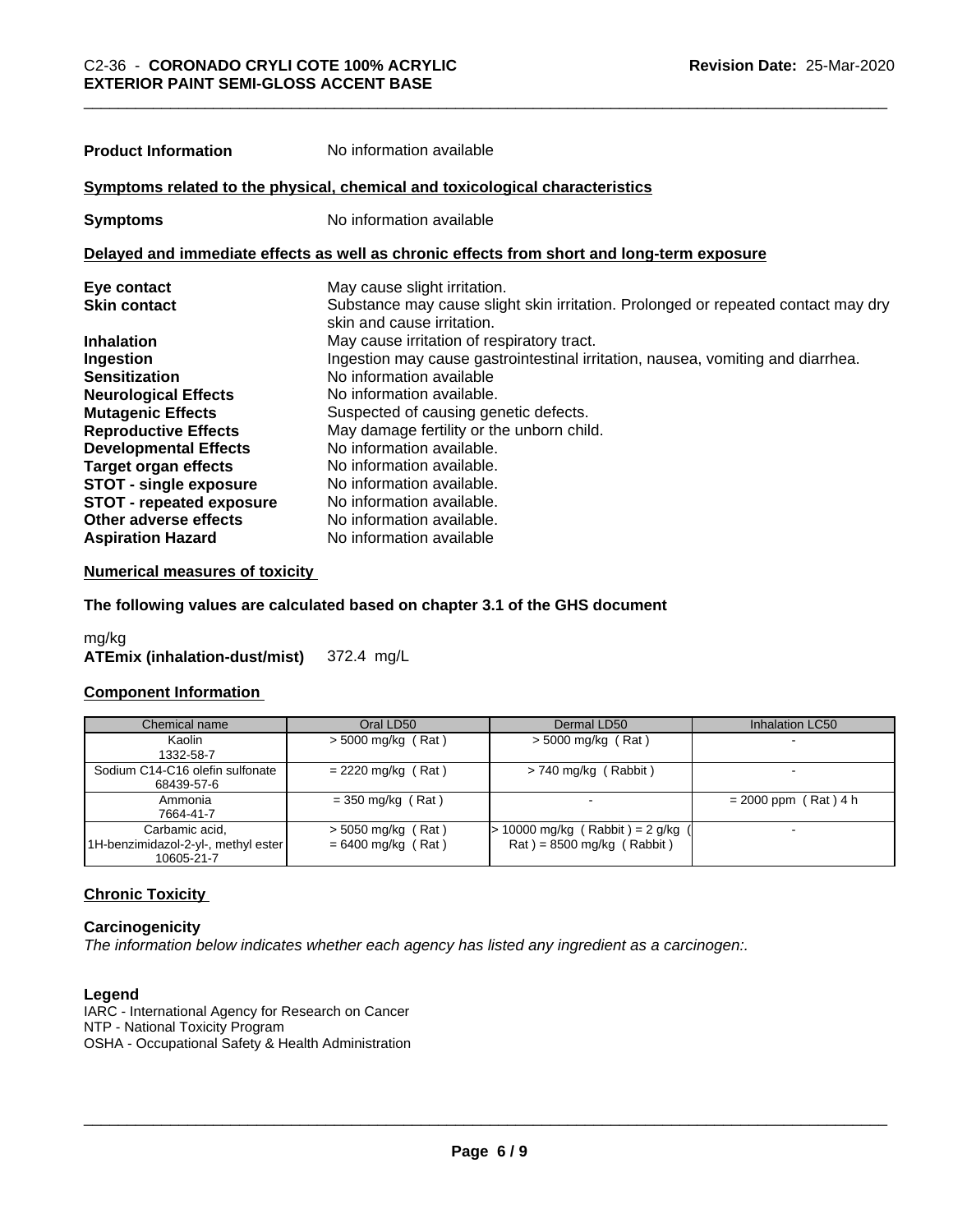**Product Information** No information available

**Symptoms related to the physical, chemical and toxicological characteristics**

**Symptoms** No information available

**Delayed and immediate effects as well as chronic effects from short and long-term exposure**

| | |
|---|---|
| **Eye contact** | May cause slight irritation. |
| **Skin contact** | Substance may cause slight skin irritation. Prolonged or repeated contact may dry skin and cause irritation. |
| **Inhalation** | May cause irritation of respiratory tract. |
| **Ingestion** | Ingestion may cause gastrointestinal irritation, nausea, vomiting and diarrhea. |
| **Sensitization** | No information available |
| **Neurological Effects** | No information available. |
| **Mutagenic Effects** | Suspected of causing genetic defects. |
| **Reproductive Effects** | May damage fertility or the unborn child. |
| **Developmental Effects** | No information available. |
| **Target organ effects** | No information available. |
| **STOT - single exposure** | No information available. |
| **STOT - repeated exposure** | No information available. |
| **Other adverse effects** | No information available. |
| **Aspiration Hazard** | No information available |

**Numerical measures of toxicity**

**The following values are calculated based on chapter 3.1 of the GHS document**

mg/kg
**ATEmix (inhalation-dust/mist)** 372.4 mg/L

**Component Information**

| Chemical name | Oral LD50 | Dermal LD50 | Inhalation LC50 |
|---|---|---|---|
| Kaolin<br>1332-58-7 | > 5000 mg/kg ( Rat ) | > 5000 mg/kg ( Rat ) | - |
| Sodium C14-C16 olefin sulfonate<br>68439-57-6 | = 2220 mg/kg ( Rat ) | > 740 mg/kg ( Rabbit ) | - |
| Ammonia<br>7664-41-7 | = 350 mg/kg ( Rat ) | - | = 2000 ppm ( Rat ) 4 h |
| Carbamic acid, 1H-benzimidazol-2-yl-, methyl ester<br>10605-21-7 | > 5050 mg/kg ( Rat )<br>= 6400 mg/kg ( Rat ) | > 10000 mg/kg ( Rabbit ) = 2 g/kg ( Rat ) = 8500 mg/kg ( Rabbit ) | - |

**Chronic Toxicity**

**Carcinogenicity**

*The information below indicates whether each agency has listed any ingredient as a carcinogen:.*

**Legend**

IARC - International Agency for Research on Cancer
NTP - National Toxicity Program
OSHA - Occupational Safety & Health Administration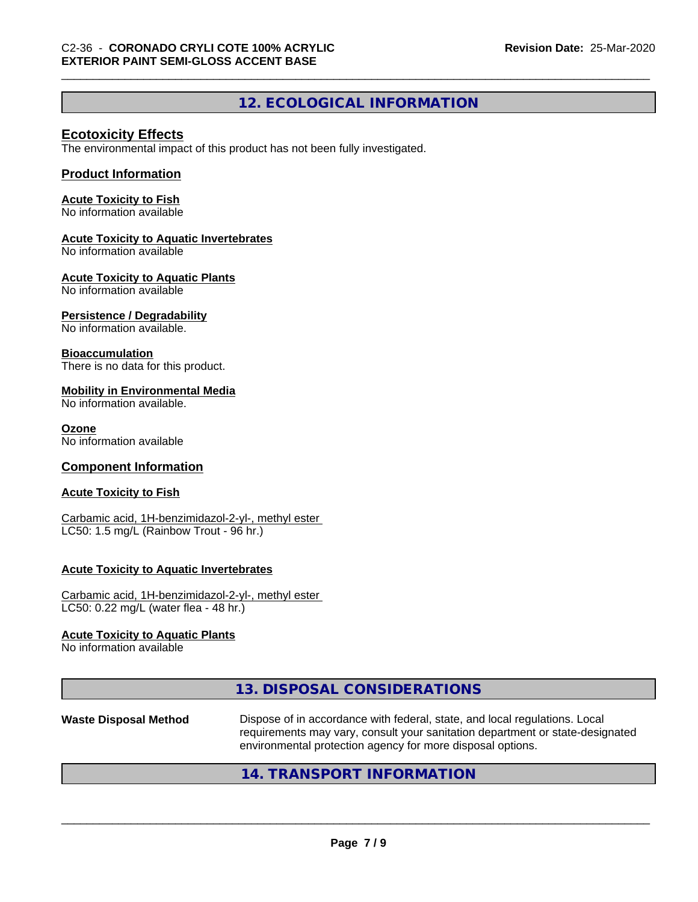## 12. ECOLOGICAL INFORMATION

### Ecotoxicity Effects

The environmental impact of this product has not been fully investigated.

### Product Information

**Acute Toxicity to Fish**
No information available

**Acute Toxicity to Aquatic Invertebrates**
No information available

**Acute Toxicity to Aquatic Plants**
No information available

**Persistence / Degradability**
No information available.

**Bioaccumulation**
There is no data for this product.

**Mobility in Environmental Media**
No information available.

**Ozone**
No information available

### Component Information

**Acute Toxicity to Fish**

Carbamic acid, 1H-benzimidazol-2-yl-, methyl ester
LC50: 1.5 mg/L (Rainbow Trout - 96 hr.)

**Acute Toxicity to Aquatic Invertebrates**

Carbamic acid, 1H-benzimidazol-2-yl-, methyl ester
LC50: 0.22 mg/L (water flea - 48 hr.)

**Acute Toxicity to Aquatic Plants**
No information available

## 13. DISPOSAL CONSIDERATIONS

| | |
|---|---|
| **Waste Disposal Method** | Dispose of in accordance with federal, state, and local regulations. Local requirements may vary, consult your sanitation department or state-designated environmental protection agency for more disposal options. |

## 14. TRANSPORT INFORMATION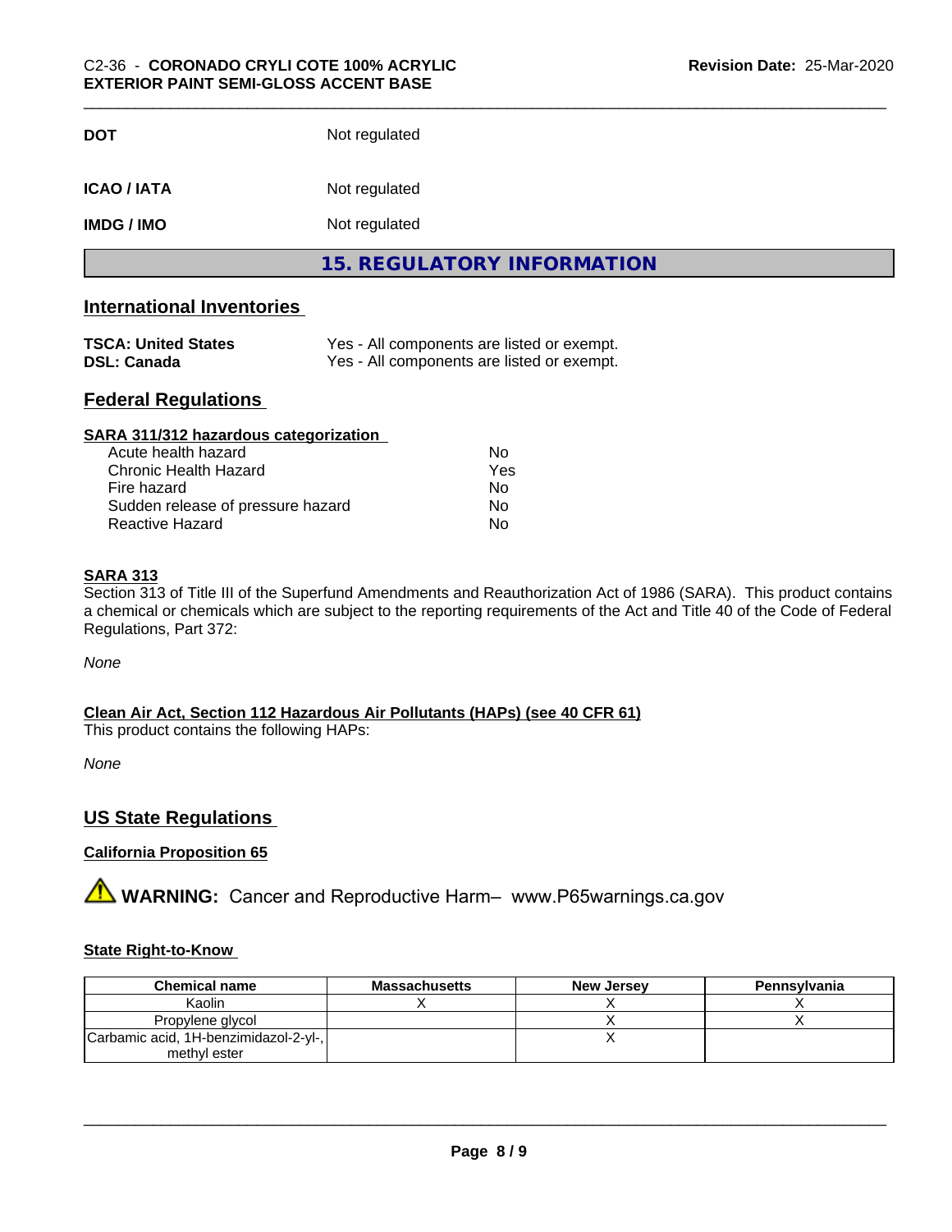| | |
|---|---|
| **DOT** | Not regulated |
| **ICAO / IATA** | Not regulated |
| **IMDG / IMO** | Not regulated |

## 15. REGULATORY INFORMATION

### International Inventories

| | |
|---|---|
| **TSCA: United States** | Yes - All components are listed or exempt. |
| **DSL: Canada** | Yes - All components are listed or exempt. |

### Federal Regulations

**SARA 311/312 hazardous categorization**

| | |
|---|---|
| Acute health hazard | No |
| Chronic Health Hazard | Yes |
| Fire hazard | No |
| Sudden release of pressure hazard | No |
| Reactive Hazard | No |

**SARA 313**

Section 313 of Title III of the Superfund Amendments and Reauthorization Act of 1986 (SARA). This product contains a chemical or chemicals which are subject to the reporting requirements of the Act and Title 40 of the Code of Federal Regulations, Part 372:

*None*

**Clean Air Act, Section 112 Hazardous Air Pollutants (HAPs) (see 40 CFR 61)**

This product contains the following HAPs:

*None*

### US State Regulations

**California Proposition 65**

⚠ **WARNING:** Cancer and Reproductive Harm– www.P65warnings.ca.gov

**State Right-to-Know**

| Chemical name | Massachusetts | New Jersey | Pennsylvania |
|---|---|---|---|
| Kaolin | X | X | X |
| Propylene glycol | | X | X |
| Carbamic acid, 1H-benzimidazol-2-yl-, methyl ester | | X | |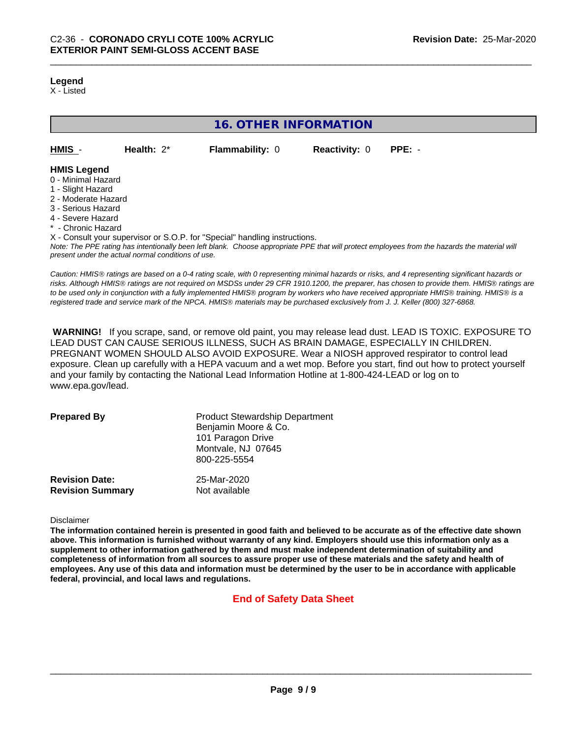**Legend**
X - Listed

## 16. OTHER INFORMATION

| HMIS - | Health: 2* | Flammability: 0 | Reactivity: 0 | PPE: - |
|---|---|---|---|---|

**HMIS Legend**
0 - Minimal Hazard
1 - Slight Hazard
2 - Moderate Hazard
3 - Serious Hazard
4 - Severe Hazard
* - Chronic Hazard
X - Consult your supervisor or S.O.P. for "Special" handling instructions.

*Note: The PPE rating has intentionally been left blank. Choose appropriate PPE that will protect employees from the hazards the material will present under the actual normal conditions of use.*

*Caution: HMIS® ratings are based on a 0-4 rating scale, with 0 representing minimal hazards or risks, and 4 representing significant hazards or risks. Although HMIS® ratings are not required on MSDSs under 29 CFR 1910.1200, the preparer, has chosen to provide them. HMIS® ratings are to be used only in conjunction with a fully implemented HMIS® program by workers who have received appropriate HMIS® training. HMIS® is a registered trade and service mark of the NPCA. HMIS® materials may be purchased exclusively from J. J. Keller (800) 327-6868.*

**WARNING!** If you scrape, sand, or remove old paint, you may release lead dust. LEAD IS TOXIC. EXPOSURE TO LEAD DUST CAN CAUSE SERIOUS ILLNESS, SUCH AS BRAIN DAMAGE, ESPECIALLY IN CHILDREN. PREGNANT WOMEN SHOULD ALSO AVOID EXPOSURE. Wear a NIOSH approved respirator to control lead exposure. Clean up carefully with a HEPA vacuum and a wet mop. Before you start, find out how to protect yourself and your family by contacting the National Lead Information Hotline at 1-800-424-LEAD or log on to www.epa.gov/lead.

**Prepared By**
Product Stewardship Department
Benjamin Moore & Co.
101 Paragon Drive
Montvale, NJ 07645
800-225-5554

**Revision Date:** 25-Mar-2020
**Revision Summary** Not available

Disclaimer

**The information contained herein is presented in good faith and believed to be accurate as of the effective date shown above. This information is furnished without warranty of any kind. Employers should use this information only as a supplement to other information gathered by them and must make independent determination of suitability and completeness of information from all sources to assure proper use of these materials and the safety and health of employees. Any use of this data and information must be determined by the user to be in accordance with applicable federal, provincial, and local laws and regulations.**

**End of Safety Data Sheet**